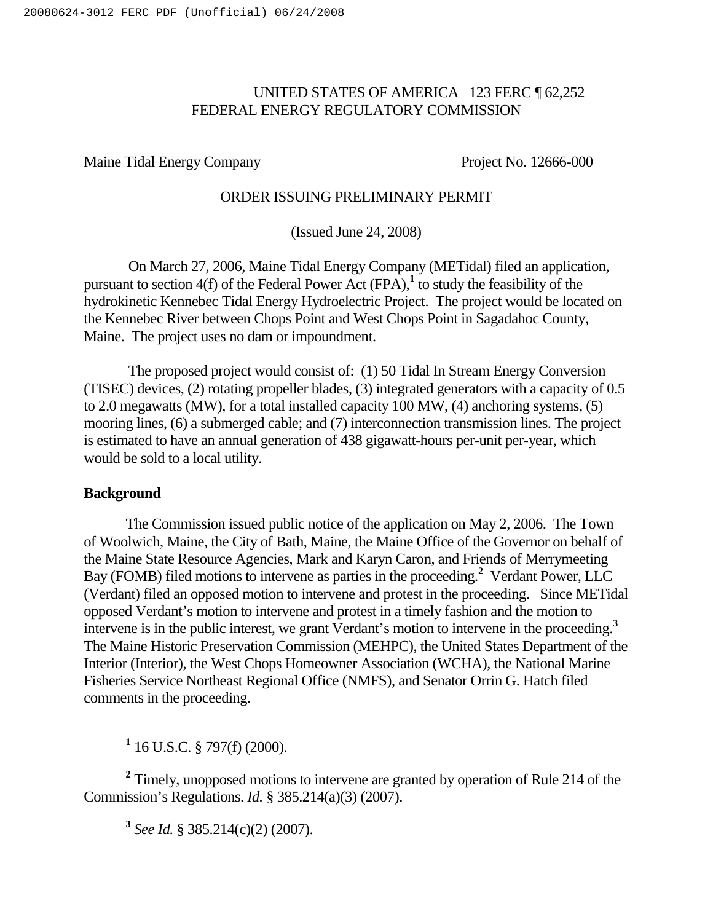UNITED STATES OF AMERICA 123 FERC ¶ 62,252
FEDERAL ENERGY REGULATORY COMMISSION

Maine Tidal Energy Company Project No. 12666-000

ORDER ISSUING PRELIMINARY PERMIT

(Issued June 24, 2008)

On March 27, 2006, Maine Tidal Energy Company (METidal) filed an application, pursuant to section 4(f) of the Federal Power Act (FPA),[1] to study the feasibility of the hydrokinetic Kennebec Tidal Energy Hydroelectric Project. The project would be located on the Kennebec River between Chops Point and West Chops Point in Sagadahoc County, Maine. The project uses no dam or impoundment.

The proposed project would consist of: (1) 50 Tidal In Stream Energy Conversion (TISEC) devices, (2) rotating propeller blades, (3) integrated generators with a capacity of 0.5 to 2.0 megawatts (MW), for a total installed capacity 100 MW, (4) anchoring systems, (5) mooring lines, (6) a submerged cable; and (7) interconnection transmission lines. The project is estimated to have an annual generation of 438 gigawatt-hours per-unit per-year, which would be sold to a local utility.

**Background**

The Commission issued public notice of the application on May 2, 2006. The Town of Woolwich, Maine, the City of Bath, Maine, the Maine Office of the Governor on behalf of the Maine State Resource Agencies, Mark and Karyn Caron, and Friends of Merrymeeting Bay (FOMB) filed motions to intervene as parties in the proceeding.[2] Verdant Power, LLC (Verdant) filed an opposed motion to intervene and protest in the proceeding. Since METidal opposed Verdant's motion to intervene and protest in a timely fashion and the motion to intervene is in the public interest, we grant Verdant's motion to intervene in the proceeding.[3] The Maine Historic Preservation Commission (MEHPC), the United States Department of the Interior (Interior), the West Chops Homeowner Association (WCHA), the National Marine Fisheries Service Northeast Regional Office (NMFS), and Senator Orrin G. Hatch filed comments in the proceeding.

---

[1] 16 U.S.C. § 797(f) (2000).

[2] Timely, unopposed motions to intervene are granted by operation of Rule 214 of the Commission's Regulations. *Id.* § 385.214(a)(3) (2007).

[3] *See Id.* § 385.214(c)(2) (2007).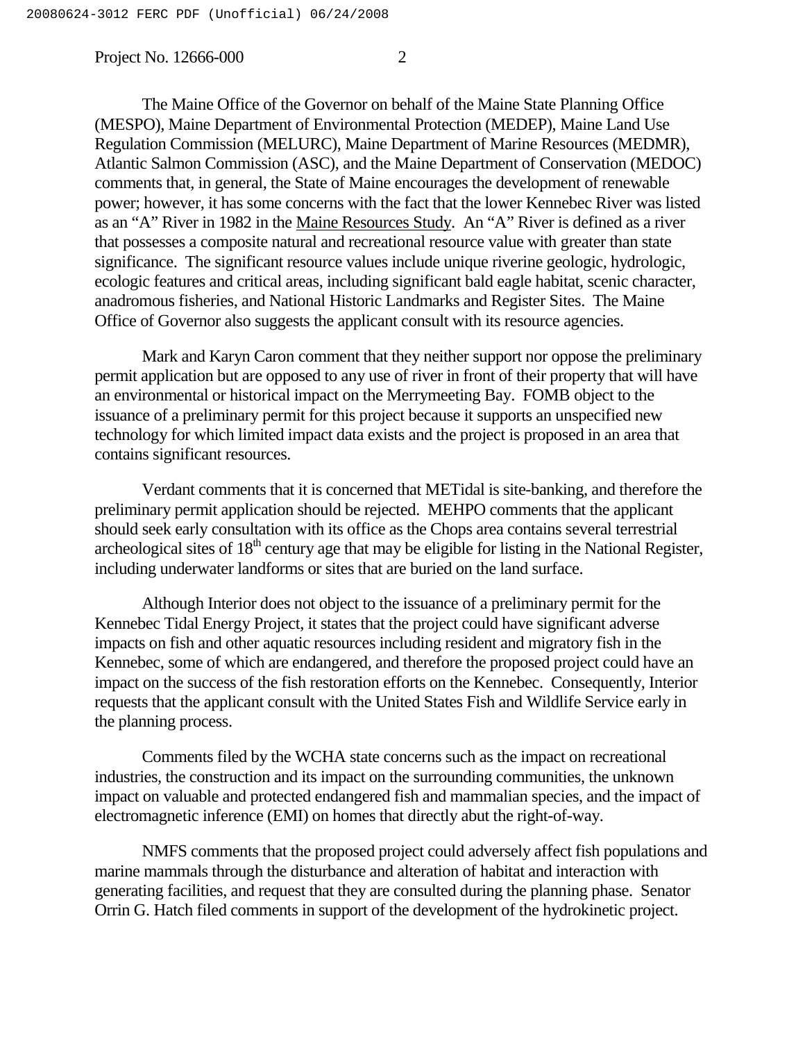The Maine Office of the Governor on behalf of the Maine State Planning Office (MESPO), Maine Department of Environmental Protection (MEDEP), Maine Land Use Regulation Commission (MELURC), Maine Department of Marine Resources (MEDMR), Atlantic Salmon Commission (ASC), and the Maine Department of Conservation (MEDOC) comments that, in general, the State of Maine encourages the development of renewable power; however, it has some concerns with the fact that the lower Kennebec River was listed as an "A" River in 1982 in the Maine Resources Study. An "A" River is defined as a river that possesses a composite natural and recreational resource value with greater than state significance. The significant resource values include unique riverine geologic, hydrologic, ecologic features and critical areas, including significant bald eagle habitat, scenic character, anadromous fisheries, and National Historic Landmarks and Register Sites. The Maine Office of Governor also suggests the applicant consult with its resource agencies.

Mark and Karyn Caron comment that they neither support nor oppose the preliminary permit application but are opposed to any use of river in front of their property that will have an environmental or historical impact on the Merrymeeting Bay. FOMB object to the issuance of a preliminary permit for this project because it supports an unspecified new technology for which limited impact data exists and the project is proposed in an area that contains significant resources.

Verdant comments that it is concerned that METidal is site-banking, and therefore the preliminary permit application should be rejected. MEHPO comments that the applicant should seek early consultation with its office as the Chops area contains several terrestrial archeological sites of 18th century age that may be eligible for listing in the National Register, including underwater landforms or sites that are buried on the land surface.

Although Interior does not object to the issuance of a preliminary permit for the Kennebec Tidal Energy Project, it states that the project could have significant adverse impacts on fish and other aquatic resources including resident and migratory fish in the Kennebec, some of which are endangered, and therefore the proposed project could have an impact on the success of the fish restoration efforts on the Kennebec. Consequently, Interior requests that the applicant consult with the United States Fish and Wildlife Service early in the planning process.

Comments filed by the WCHA state concerns such as the impact on recreational industries, the construction and its impact on the surrounding communities, the unknown impact on valuable and protected endangered fish and mammalian species, and the impact of electromagnetic inference (EMI) on homes that directly abut the right-of-way.

NMFS comments that the proposed project could adversely affect fish populations and marine mammals through the disturbance and alteration of habitat and interaction with generating facilities, and request that they are consulted during the planning phase. Senator Orrin G. Hatch filed comments in support of the development of the hydrokinetic project.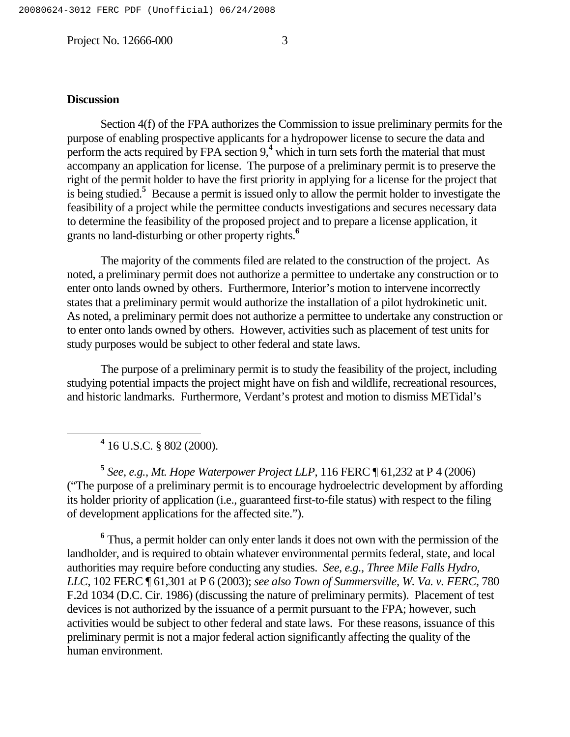**Discussion**

Section 4(f) of the FPA authorizes the Commission to issue preliminary permits for the purpose of enabling prospective applicants for a hydropower license to secure the data and perform the acts required by FPA section 9,[4] which in turn sets forth the material that must accompany an application for license. The purpose of a preliminary permit is to preserve the right of the permit holder to have the first priority in applying for a license for the project that is being studied.[5] Because a permit is issued only to allow the permit holder to investigate the feasibility of a project while the permittee conducts investigations and secures necessary data to determine the feasibility of the proposed project and to prepare a license application, it grants no land-disturbing or other property rights.[6]

The majority of the comments filed are related to the construction of the project. As noted, a preliminary permit does not authorize a permittee to undertake any construction or to enter onto lands owned by others. Furthermore, Interior's motion to intervene incorrectly states that a preliminary permit would authorize the installation of a pilot hydrokinetic unit. As noted, a preliminary permit does not authorize a permittee to undertake any construction or to enter onto lands owned by others. However, activities such as placement of test units for study purposes would be subject to other federal and state laws.

The purpose of a preliminary permit is to study the feasibility of the project, including studying potential impacts the project might have on fish and wildlife, recreational resources, and historic landmarks. Furthermore, Verdant's protest and motion to dismiss METidal's

---

[4] 16 U.S.C. § 802 (2000).

[5] *See, e.g., Mt. Hope Waterpower Project LLP*, 116 FERC ¶ 61,232 at P 4 (2006) ("The purpose of a preliminary permit is to encourage hydroelectric development by affording its holder priority of application (i.e., guaranteed first-to-file status) with respect to the filing of development applications for the affected site.").

[6] Thus, a permit holder can only enter lands it does not own with the permission of the landholder, and is required to obtain whatever environmental permits federal, state, and local authorities may require before conducting any studies. *See, e.g., Three Mile Falls Hydro, LLC*, 102 FERC ¶ 61,301 at P 6 (2003); *see also Town of Summersville, W. Va. v. FERC*, 780 F.2d 1034 (D.C. Cir. 1986) (discussing the nature of preliminary permits). Placement of test devices is not authorized by the issuance of a permit pursuant to the FPA; however, such activities would be subject to other federal and state laws. For these reasons, issuance of this preliminary permit is not a major federal action significantly affecting the quality of the human environment.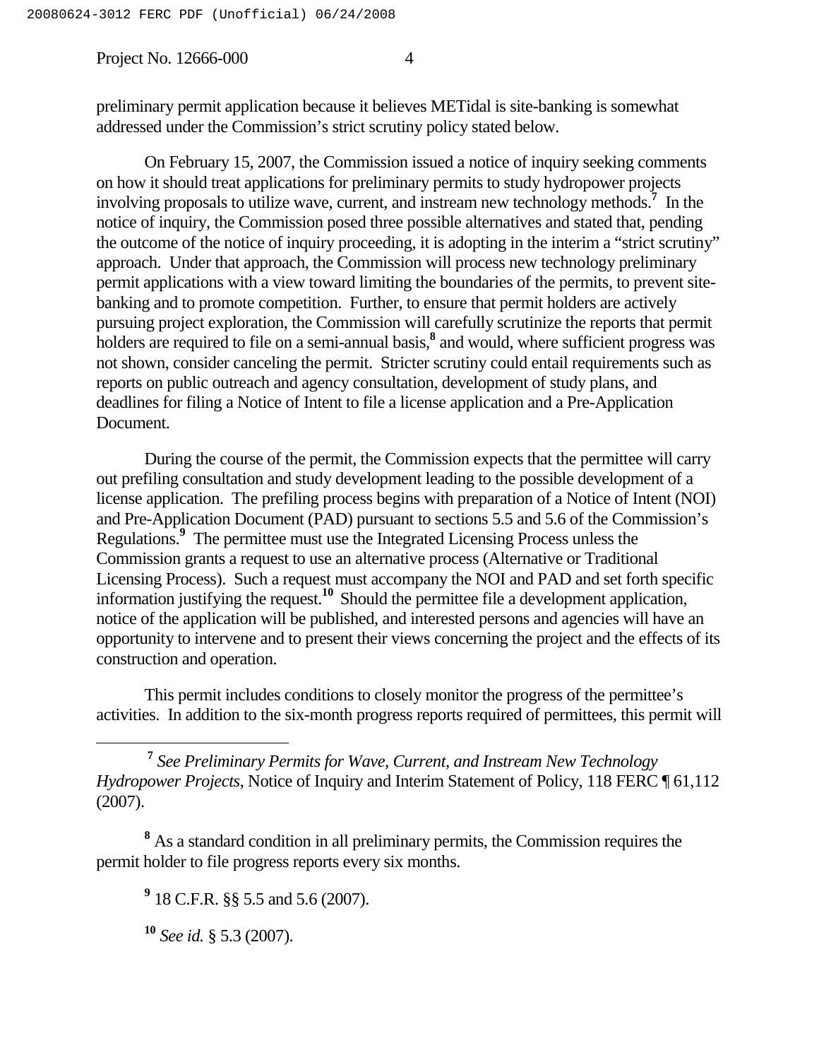preliminary permit application because it believes METidal is site-banking is somewhat addressed under the Commission's strict scrutiny policy stated below.

On February 15, 2007, the Commission issued a notice of inquiry seeking comments on how it should treat applications for preliminary permits to study hydropower projects involving proposals to utilize wave, current, and instream new technology methods.[7] In the notice of inquiry, the Commission posed three possible alternatives and stated that, pending the outcome of the notice of inquiry proceeding, it is adopting in the interim a "strict scrutiny" approach. Under that approach, the Commission will process new technology preliminary permit applications with a view toward limiting the boundaries of the permits, to prevent site-banking and to promote competition. Further, to ensure that permit holders are actively pursuing project exploration, the Commission will carefully scrutinize the reports that permit holders are required to file on a semi-annual basis,[8] and would, where sufficient progress was not shown, consider canceling the permit. Stricter scrutiny could entail requirements such as reports on public outreach and agency consultation, development of study plans, and deadlines for filing a Notice of Intent to file a license application and a Pre-Application Document.

During the course of the permit, the Commission expects that the permittee will carry out prefiling consultation and study development leading to the possible development of a license application. The prefiling process begins with preparation of a Notice of Intent (NOI) and Pre-Application Document (PAD) pursuant to sections 5.5 and 5.6 of the Commission's Regulations.[9] The permittee must use the Integrated Licensing Process unless the Commission grants a request to use an alternative process (Alternative or Traditional Licensing Process). Such a request must accompany the NOI and PAD and set forth specific information justifying the request.[10] Should the permittee file a development application, notice of the application will be published, and interested persons and agencies will have an opportunity to intervene and to present their views concerning the project and the effects of its construction and operation.

This permit includes conditions to closely monitor the progress of the permittee's activities. In addition to the six-month progress reports required of permittees, this permit will

---

[7] *See Preliminary Permits for Wave, Current, and Instream New Technology Hydropower Projects*, Notice of Inquiry and Interim Statement of Policy, 118 FERC ¶ 61,112 (2007).

[8] As a standard condition in all preliminary permits, the Commission requires the permit holder to file progress reports every six months.

[9] 18 C.F.R. §§ 5.5 and 5.6 (2007).

[10] *See id.* § 5.3 (2007).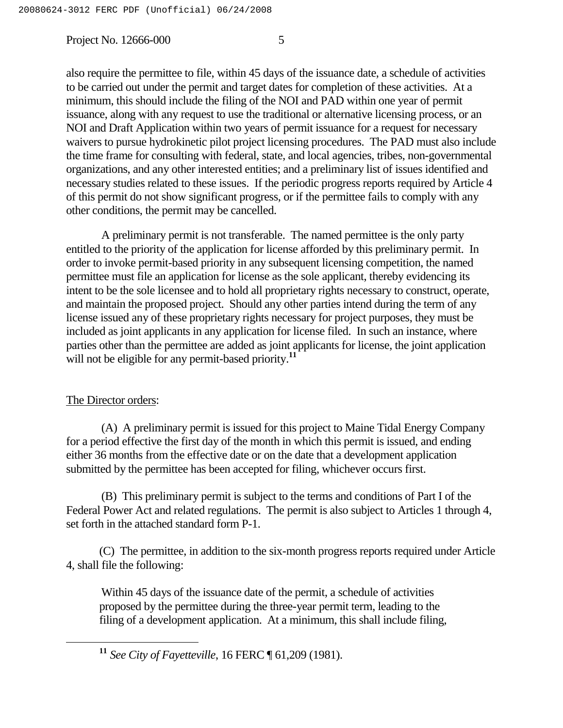also require the permittee to file, within 45 days of the issuance date, a schedule of activities to be carried out under the permit and target dates for completion of these activities. At a minimum, this should include the filing of the NOI and PAD within one year of permit issuance, along with any request to use the traditional or alternative licensing process, or an NOI and Draft Application within two years of permit issuance for a request for necessary waivers to pursue hydrokinetic pilot project licensing procedures. The PAD must also include the time frame for consulting with federal, state, and local agencies, tribes, non-governmental organizations, and any other interested entities; and a preliminary list of issues identified and necessary studies related to these issues. If the periodic progress reports required by Article 4 of this permit do not show significant progress, or if the permittee fails to comply with any other conditions, the permit may be cancelled.

A preliminary permit is not transferable. The named permittee is the only party entitled to the priority of the application for license afforded by this preliminary permit. In order to invoke permit-based priority in any subsequent licensing competition, the named permittee must file an application for license as the sole applicant, thereby evidencing its intent to be the sole licensee and to hold all proprietary rights necessary to construct, operate, and maintain the proposed project. Should any other parties intend during the term of any license issued any of these proprietary rights necessary for project purposes, they must be included as joint applicants in any application for license filed. In such an instance, where parties other than the permittee are added as joint applicants for license, the joint application will not be eligible for any permit-based priority.[11]

The Director orders:

(A) A preliminary permit is issued for this project to Maine Tidal Energy Company for a period effective the first day of the month in which this permit is issued, and ending either 36 months from the effective date or on the date that a development application submitted by the permittee has been accepted for filing, whichever occurs first.

(B) This preliminary permit is subject to the terms and conditions of Part I of the Federal Power Act and related regulations. The permit is also subject to Articles 1 through 4, set forth in the attached standard form P-1.

(C) The permittee, in addition to the six-month progress reports required under Article 4, shall file the following:

> Within 45 days of the issuance date of the permit, a schedule of activities proposed by the permittee during the three-year permit term, leading to the filing of a development application. At a minimum, this shall include filing,

[11] *See City of Fayetteville*, 16 FERC ¶ 61,209 (1981).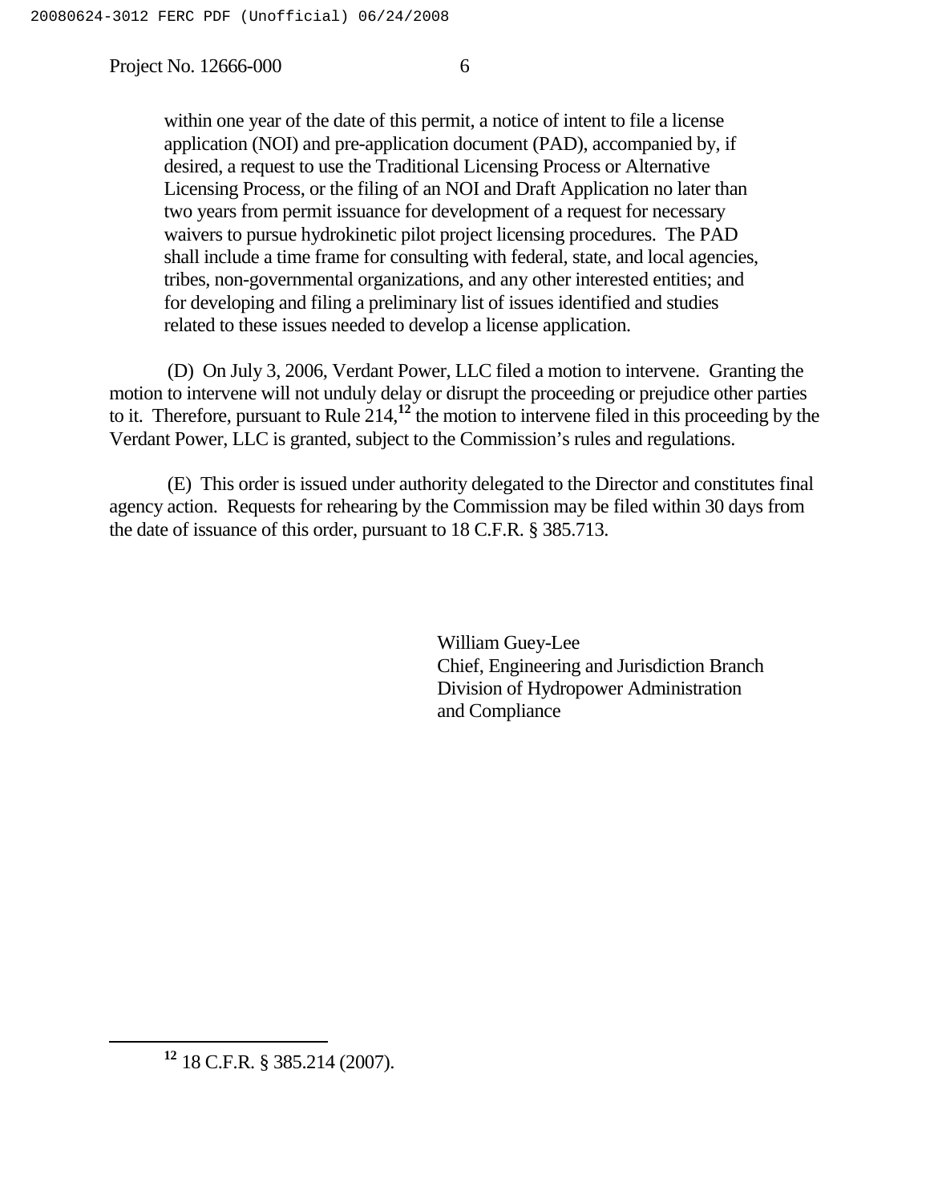within one year of the date of this permit, a notice of intent to file a license application (NOI) and pre-application document (PAD), accompanied by, if desired, a request to use the Traditional Licensing Process or Alternative Licensing Process, or the filing of an NOI and Draft Application no later than two years from permit issuance for development of a request for necessary waivers to pursue hydrokinetic pilot project licensing procedures. The PAD shall include a time frame for consulting with federal, state, and local agencies, tribes, non-governmental organizations, and any other interested entities; and for developing and filing a preliminary list of issues identified and studies related to these issues needed to develop a license application.

(D) On July 3, 2006, Verdant Power, LLC filed a motion to intervene. Granting the motion to intervene will not unduly delay or disrupt the proceeding or prejudice other parties to it. Therefore, pursuant to Rule 214,[12] the motion to intervene filed in this proceeding by the Verdant Power, LLC is granted, subject to the Commission's rules and regulations.

(E) This order is issued under authority delegated to the Director and constitutes final agency action. Requests for rehearing by the Commission may be filed within 30 days from the date of issuance of this order, pursuant to 18 C.F.R. § 385.713.

William Guey-Lee
Chief, Engineering and Jurisdiction Branch
Division of Hydropower Administration
and Compliance

[12] 18 C.F.R. § 385.214 (2007).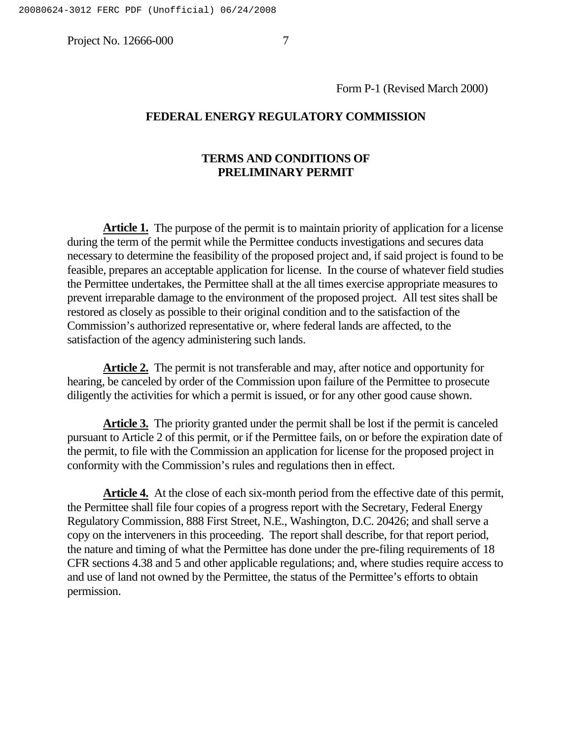Form P-1 (Revised March 2000)

**FEDERAL ENERGY REGULATORY COMMISSION**

**TERMS AND CONDITIONS OF PRELIMINARY PERMIT**

**Article 1.** The purpose of the permit is to maintain priority of application for a license during the term of the permit while the Permittee conducts investigations and secures data necessary to determine the feasibility of the proposed project and, if said project is found to be feasible, prepares an acceptable application for license. In the course of whatever field studies the Permittee undertakes, the Permittee shall at the all times exercise appropriate measures to prevent irreparable damage to the environment of the proposed project. All test sites shall be restored as closely as possible to their original condition and to the satisfaction of the Commission's authorized representative or, where federal lands are affected, to the satisfaction of the agency administering such lands.

**Article 2.** The permit is not transferable and may, after notice and opportunity for hearing, be canceled by order of the Commission upon failure of the Permittee to prosecute diligently the activities for which a permit is issued, or for any other good cause shown.

**Article 3.** The priority granted under the permit shall be lost if the permit is canceled pursuant to Article 2 of this permit, or if the Permittee fails, on or before the expiration date of the permit, to file with the Commission an application for license for the proposed project in conformity with the Commission's rules and regulations then in effect.

**Article 4.** At the close of each six-month period from the effective date of this permit, the Permittee shall file four copies of a progress report with the Secretary, Federal Energy Regulatory Commission, 888 First Street, N.E., Washington, D.C. 20426; and shall serve a copy on the interveners in this proceeding. The report shall describe, for that report period, the nature and timing of what the Permittee has done under the pre-filing requirements of 18 CFR sections 4.38 and 5 and other applicable regulations; and, where studies require access to and use of land not owned by the Permittee, the status of the Permittee's efforts to obtain permission.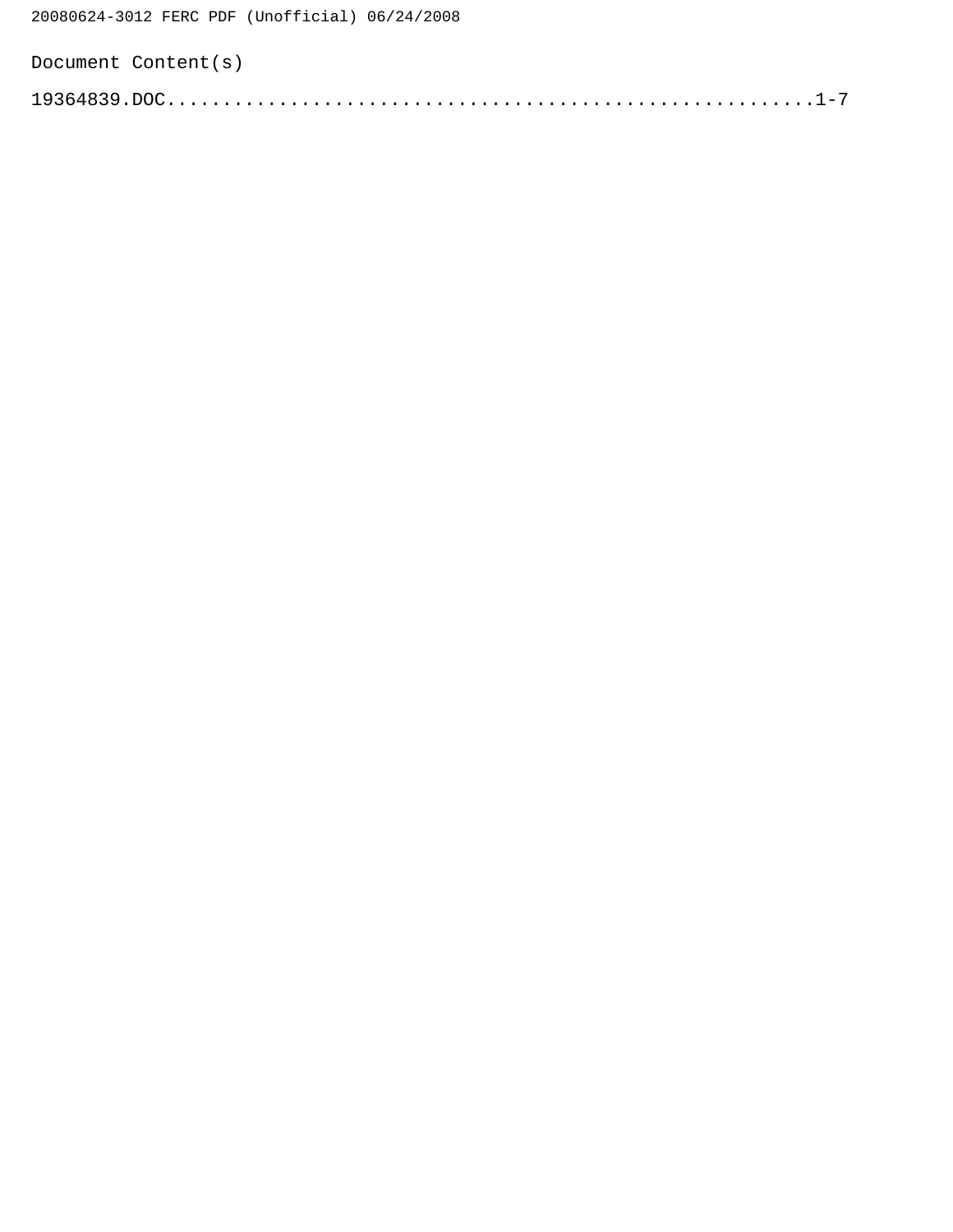Document Content(s)

19364839.DOC.....................................................1-7